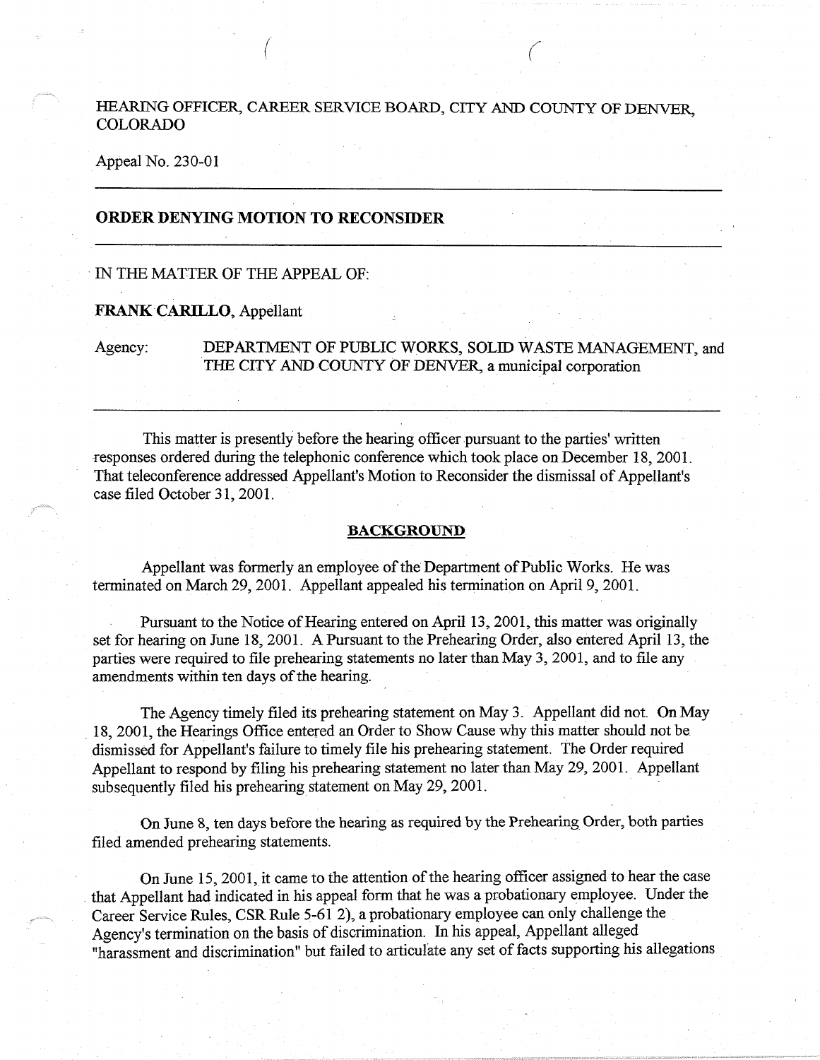HEARING OFFICER, CAREER SERVICE BOARD, CITY AND COUNTY OF DENVER, COLORADO

Appeal No. 230-01

---

## ORDER DENYING MOTION TO RECONSIDER

---

IN THE MATTER OF THE APPEAL OF:

**FRANK CARILLO**, Appellant

Agency: DEPARTMENT OF PUBLIC WORKS, SOLID WASTE MANAGEMENT, and THE CITY AND COUNTY OF DENVER, a municipal corporation

---

This matter is presently before the hearing officer pursuant to the parties' written responses ordered during the telephonic conference which took place on December 18, 2001. That teleconference addressed Appellant's Motion to Reconsider the dismissal of Appellant's case filed October 31, 2001.

### BACKGROUND

Appellant was formerly an employee of the Department of Public Works. He was terminated on March 29, 2001. Appellant appealed his termination on April 9, 2001.

Pursuant to the Notice of Hearing entered on April 13, 2001, this matter was originally set for hearing on June 18, 2001. A Pursuant to the Prehearing Order, also entered April 13, the parties were required to file prehearing statements no later than May 3, 2001, and to file any amendments within ten days of the hearing.

The Agency timely filed its prehearing statement on May 3. Appellant did not. On May 18, 2001, the Hearings Office entered an Order to Show Cause why this matter should not be dismissed for Appellant's failure to timely file his prehearing statement. The Order required Appellant to respond by filing his prehearing statement no later than May 29, 2001. Appellant subsequently filed his prehearing statement on May 29, 2001.

On June 8, ten days before the hearing as required by the Prehearing Order, both parties filed amended prehearing statements.

On June 15, 2001, it came to the attention of the hearing officer assigned to hear the case that Appellant had indicated in his appeal form that he was a probationary employee. Under the Career Service Rules, CSR Rule 5-61 2), a probationary employee can only challenge the Agency's termination on the basis of discrimination. In his appeal, Appellant alleged "harassment and discrimination" but failed to articulate any set of facts supporting his allegations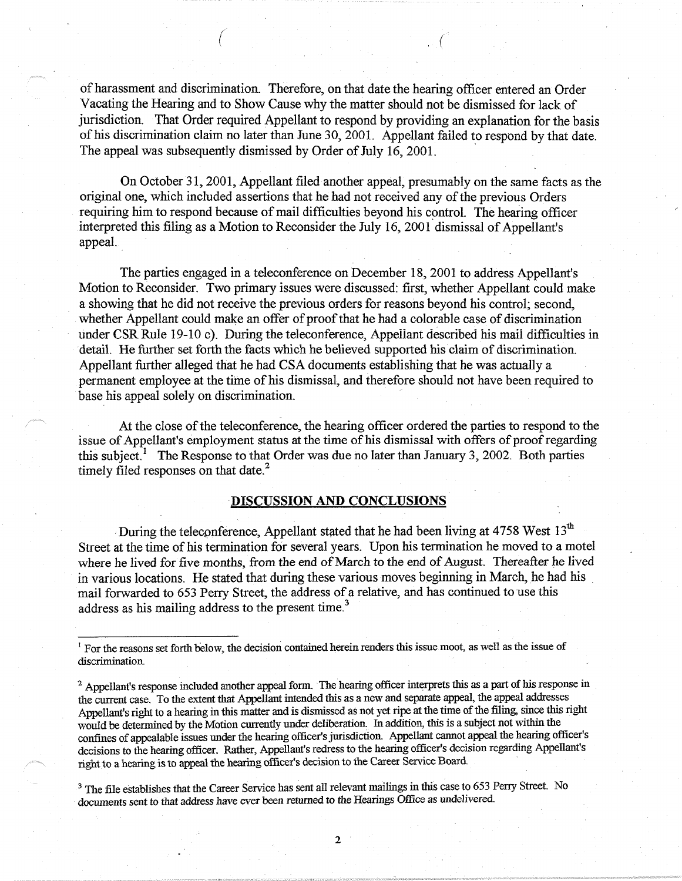of harassment and discrimination. Therefore, on that date the hearing officer entered an Order Vacating the Hearing and to Show Cause why the matter should not be dismissed for lack of jurisdiction. That Order required Appellant to respond by providing an explanation for the basis of his discrimination claim no later than June 30, 2001. Appellant failed to respond by that date. The appeal was subsequently dismissed by Order of July 16, 2001.

On October 31, 2001, Appellant filed another appeal, presumably on the same facts as the original one, which included assertions that he had not received any of the previous Orders requiring him to respond because of mail difficulties beyond his control. The hearing officer interpreted this filing as a Motion to Reconsider the July 16, 2001 dismissal of Appellant's appeal.

The parties engaged in a teleconference on December 18, 2001 to address Appellant's Motion to Reconsider. Two primary issues were discussed: first, whether Appellant could make a showing that he did not receive the previous orders for reasons beyond his control; second, whether Appellant could make an offer of proof that he had a colorable case of discrimination under CSR Rule 19-10 c). During the teleconference, Appellant described his mail difficulties in detail. He further set forth the facts which he believed supported his claim of discrimination. Appellant further alleged that he had CSA documents establishing that he was actually a permanent employee at the time of his dismissal, and therefore should not have been required to base his appeal solely on discrimination.

At the close of the teleconference, the hearing officer ordered the parties to respond to the issue of Appellant's employment status at the time of his dismissal with offers of proof regarding this subject.[1] The Response to that Order was due no later than January 3, 2002. Both parties timely filed responses on that date.[2]

## DISCUSSION AND CONCLUSIONS

During the teleconference, Appellant stated that he had been living at 4758 West 13th Street at the time of his termination for several years. Upon his termination he moved to a motel where he lived for five months, from the end of March to the end of August. Thereafter he lived in various locations. He stated that during these various moves beginning in March, he had his mail forwarded to 653 Perry Street, the address of a relative, and has continued to use this address as his mailing address to the present time.[3]

---

[1] For the reasons set forth below, the decision contained herein renders this issue moot, as well as the issue of discrimination.

[2] Appellant's response included another appeal form. The hearing officer interprets this as a part of his response in the current case. To the extent that Appellant intended this as a new and separate appeal, the appeal addresses Appellant's right to a hearing in this matter and is dismissed as not yet ripe at the time of the filing, since this right would be determined by the Motion currently under deliberation. In addition, this is a subject not within the confines of appealable issues under the hearing officer's jurisdiction. Appellant cannot appeal the hearing officer's decisions to the hearing officer. Rather, Appellant's redress to the hearing officer's decision regarding Appellant's right to a hearing is to appeal the hearing officer's decision to the Career Service Board.

[3] The file establishes that the Career Service has sent all relevant mailings in this case to 653 Perry Street. No documents sent to that address have ever been returned to the Hearings Office as undelivered.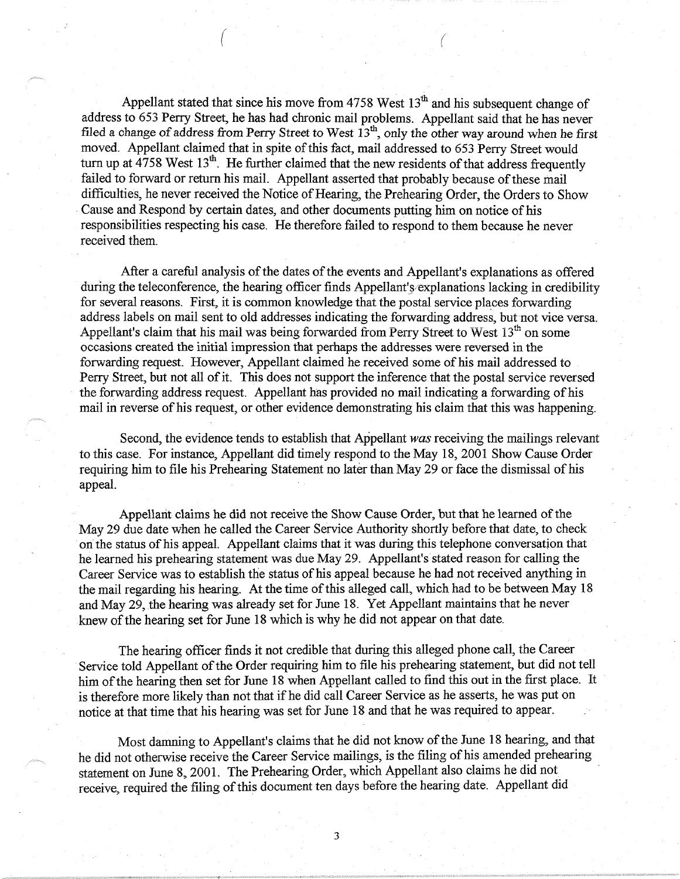Appellant stated that since his move from 4758 West 13th and his subsequent change of address to 653 Perry Street, he has had chronic mail problems. Appellant said that he has never filed a change of address from Perry Street to West 13th, only the other way around when he first moved. Appellant claimed that in spite of this fact, mail addressed to 653 Perry Street would turn up at 4758 West 13th. He further claimed that the new residents of that address frequently failed to forward or return his mail. Appellant asserted that probably because of these mail difficulties, he never received the Notice of Hearing, the Prehearing Order, the Orders to Show Cause and Respond by certain dates, and other documents putting him on notice of his responsibilities respecting his case. He therefore failed to respond to them because he never received them.

After a careful analysis of the dates of the events and Appellant's explanations as offered during the teleconference, the hearing officer finds Appellant's explanations lacking in credibility for several reasons. First, it is common knowledge that the postal service places forwarding address labels on mail sent to old addresses indicating the forwarding address, but not vice versa. Appellant's claim that his mail was being forwarded from Perry Street to West 13th on some occasions created the initial impression that perhaps the addresses were reversed in the forwarding request. However, Appellant claimed he received some of his mail addressed to Perry Street, but not all of it. This does not support the inference that the postal service reversed the forwarding address request. Appellant has provided no mail indicating a forwarding of his mail in reverse of his request, or other evidence demonstrating his claim that this was happening.

Second, the evidence tends to establish that Appellant *was* receiving the mailings relevant to this case. For instance, Appellant did timely respond to the May 18, 2001 Show Cause Order requiring him to file his Prehearing Statement no later than May 29 or face the dismissal of his appeal.

Appellant claims he did not receive the Show Cause Order, but that he learned of the May 29 due date when he called the Career Service Authority shortly before that date, to check on the status of his appeal. Appellant claims that it was during this telephone conversation that he learned his prehearing statement was due May 29. Appellant's stated reason for calling the Career Service was to establish the status of his appeal because he had not received anything in the mail regarding his hearing. At the time of this alleged call, which had to be between May 18 and May 29, the hearing was already set for June 18. Yet Appellant maintains that he never knew of the hearing set for June 18 which is why he did not appear on that date.

The hearing officer finds it not credible that during this alleged phone call, the Career Service told Appellant of the Order requiring him to file his prehearing statement, but did not tell him of the hearing then set for June 18 when Appellant called to find this out in the first place. It is therefore more likely than not that if he did call Career Service as he asserts, he was put on notice at that time that his hearing was set for June 18 and that he was required to appear.

Most damning to Appellant's claims that he did not know of the June 18 hearing, and that he did not otherwise receive the Career Service mailings, is the filing of his amended prehearing statement on June 8, 2001. The Prehearing Order, which Appellant also claims he did not receive, required the filing of this document ten days before the hearing date. Appellant did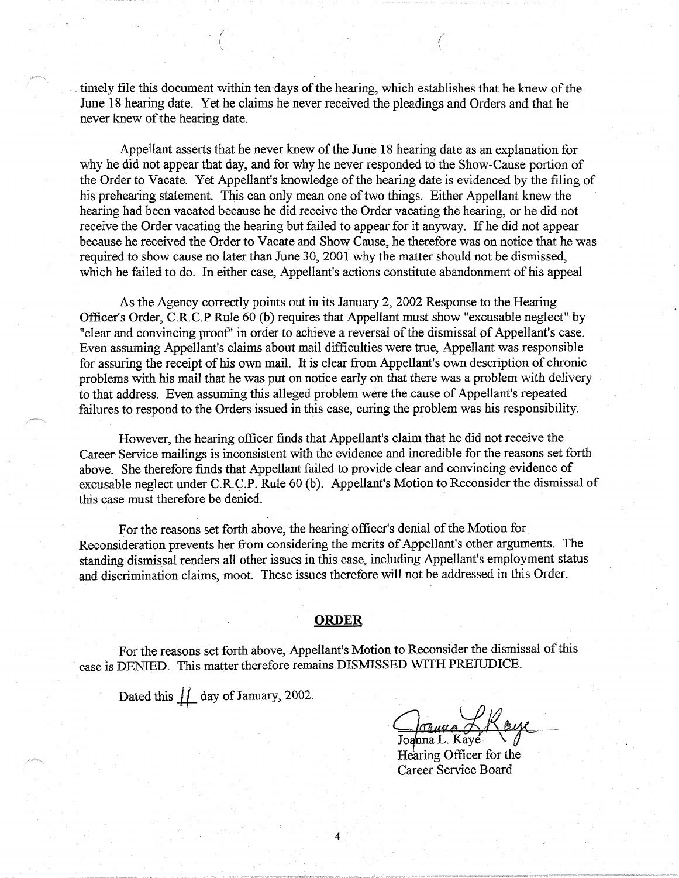timely file this document within ten days of the hearing, which establishes that he knew of the June 18 hearing date. Yet he claims he never received the pleadings and Orders and that he never knew of the hearing date.

Appellant asserts that he never knew of the June 18 hearing date as an explanation for why he did not appear that day, and for why he never responded to the Show-Cause portion of the Order to Vacate. Yet Appellant's knowledge of the hearing date is evidenced by the filing of his prehearing statement. This can only mean one of two things. Either Appellant knew the hearing had been vacated because he did receive the Order vacating the hearing, or he did not receive the Order vacating the hearing but failed to appear for it anyway. If he did not appear because he received the Order to Vacate and Show Cause, he therefore was on notice that he was required to show cause no later than June 30, 2001 why the matter should not be dismissed, which he failed to do. In either case, Appellant's actions constitute abandonment of his appeal

As the Agency correctly points out in its January 2, 2002 Response to the Hearing Officer's Order, C.R.C.P Rule 60 (b) requires that Appellant must show "excusable neglect" by "clear and convincing proof" in order to achieve a reversal of the dismissal of Appellant's case. Even assuming Appellant's claims about mail difficulties were true, Appellant was responsible for assuring the receipt of his own mail. It is clear from Appellant's own description of chronic problems with his mail that he was put on notice early on that there was a problem with delivery to that address. Even assuming this alleged problem were the cause of Appellant's repeated failures to respond to the Orders issued in this case, curing the problem was his responsibility.

However, the hearing officer finds that Appellant's claim that he did not receive the Career Service mailings is inconsistent with the evidence and incredible for the reasons set forth above. She therefore finds that Appellant failed to provide clear and convincing evidence of excusable neglect under C.R.C.P. Rule 60 (b). Appellant's Motion to Reconsider the dismissal of this case must therefore be denied.

For the reasons set forth above, the hearing officer's denial of the Motion for Reconsideration prevents her from considering the merits of Appellant's other arguments. The standing dismissal renders all other issues in this case, including Appellant's employment status and discrimination claims, moot. These issues therefore will not be addressed in this Order.

## ORDER

For the reasons set forth above, Appellant's Motion to Reconsider the dismissal of this case is DENIED. This matter therefore remains DISMISSED WITH PREJUDICE.

Dated this 11 day of January, 2002.

Joanna L. Kaye
Hearing Officer for the
Career Service Board